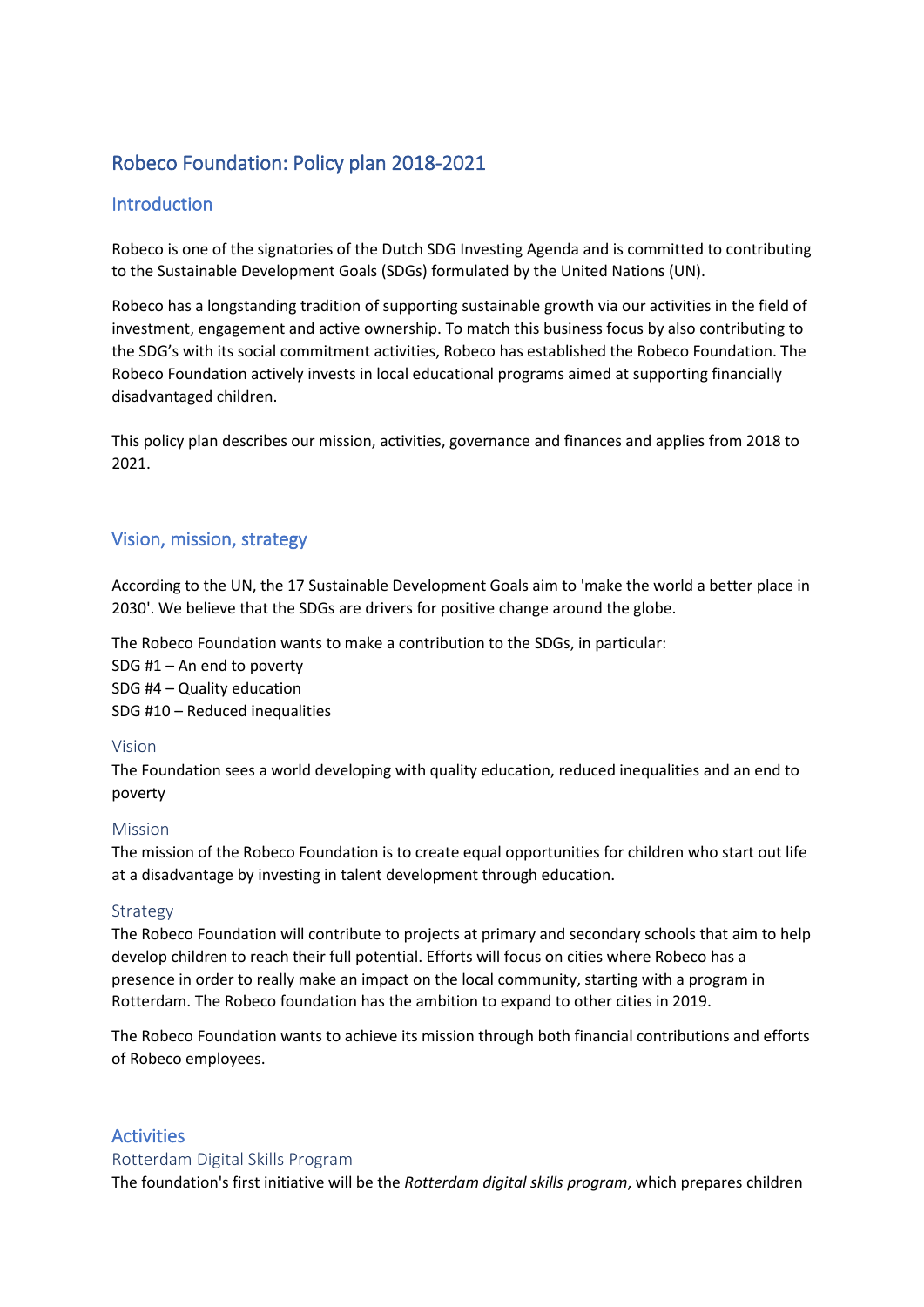# Robeco Foundation: Policy plan 2018-2021

## Introduction

Robeco is one of the signatories of the Dutch SDG Investing Agenda and is committed to contributing to the Sustainable Development Goals (SDGs) formulated by the United Nations (UN).

Robeco has a longstanding tradition of supporting sustainable growth via our activities in the field of investment, engagement and active ownership. To match this business focus by also contributing to the SDG's with its social commitment activities, Robeco has established the Robeco Foundation. The Robeco Foundation actively invests in local educational programs aimed at supporting financially disadvantaged children.

This policy plan describes our mission, activities, governance and finances and applies from 2018 to 2021.

## Vision, mission, strategy

According to the UN, the 17 Sustainable Development Goals aim to 'make the world a better place in 2030'. We believe that the SDGs are drivers for positive change around the globe.

The Robeco Foundation wants to make a contribution to the SDGs, in particular:
SDG #1 – An end to poverty
SDG #4 – Quality education
SDG #10 – Reduced inequalities

### Vision

The Foundation sees a world developing with quality education, reduced inequalities and an end to poverty

### Mission

The mission of the Robeco Foundation is to create equal opportunities for children who start out life at a disadvantage by investing in talent development through education.

### Strategy

The Robeco Foundation will contribute to projects at primary and secondary schools that aim to help develop children to reach their full potential. Efforts will focus on cities where Robeco has a presence in order to really make an impact on the local community, starting with a program in Rotterdam. The Robeco foundation has the ambition to expand to other cities in 2019.

The Robeco Foundation wants to achieve its mission through both financial contributions and efforts of Robeco employees.

## Activities

### Rotterdam Digital Skills Program

The foundation's first initiative will be the *Rotterdam digital skills program*, which prepares children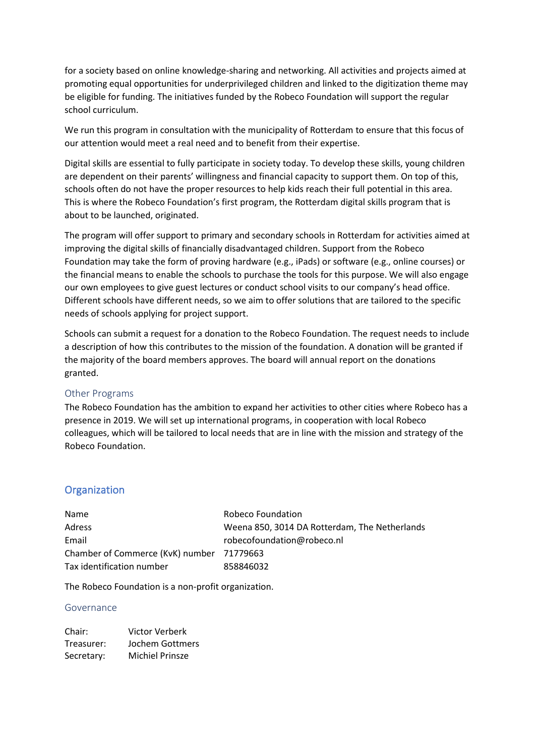for a society based on online knowledge-sharing and networking. All activities and projects aimed at promoting equal opportunities for underprivileged children and linked to the digitization theme may be eligible for funding. The initiatives funded by the Robeco Foundation will support the regular school curriculum.

We run this program in consultation with the municipality of Rotterdam to ensure that this focus of our attention would meet a real need and to benefit from their expertise.

Digital skills are essential to fully participate in society today. To develop these skills, young children are dependent on their parents' willingness and financial capacity to support them. On top of this, schools often do not have the proper resources to help kids reach their full potential in this area. This is where the Robeco Foundation's first program, the Rotterdam digital skills program that is about to be launched, originated.

The program will offer support to primary and secondary schools in Rotterdam for activities aimed at improving the digital skills of financially disadvantaged children. Support from the Robeco Foundation may take the form of proving hardware (e.g., iPads) or software (e.g., online courses) or the financial means to enable the schools to purchase the tools for this purpose. We will also engage our own employees to give guest lectures or conduct school visits to our company's head office. Different schools have different needs, so we aim to offer solutions that are tailored to the specific needs of schools applying for project support.

Schools can submit a request for a donation to the Robeco Foundation. The request needs to include a description of how this contributes to the mission of the foundation. A donation will be granted if the majority of the board members approves. The board will annual report on the donations granted.

### Other Programs

The Robeco Foundation has the ambition to expand her activities to other cities where Robeco has a presence in 2019. We will set up international programs, in cooperation with local Robeco colleagues, which will be tailored to local needs that are in line with the mission and strategy of the Robeco Foundation.

## Organization

| | |
|---|---|
| Name | Robeco Foundation |
| Adress | Weena 850, 3014 DA Rotterdam, The Netherlands |
| Email | robecofoundation@robeco.nl |
| Chamber of Commerce (KvK) number | 71779663 |
| Tax identification number | 858846032 |

The Robeco Foundation is a non-profit organization.

### Governance

| | |
|---|---|
| Chair: | Victor Verberk |
| Treasurer: | Jochem Gottmers |
| Secretary: | Michiel Prinsze |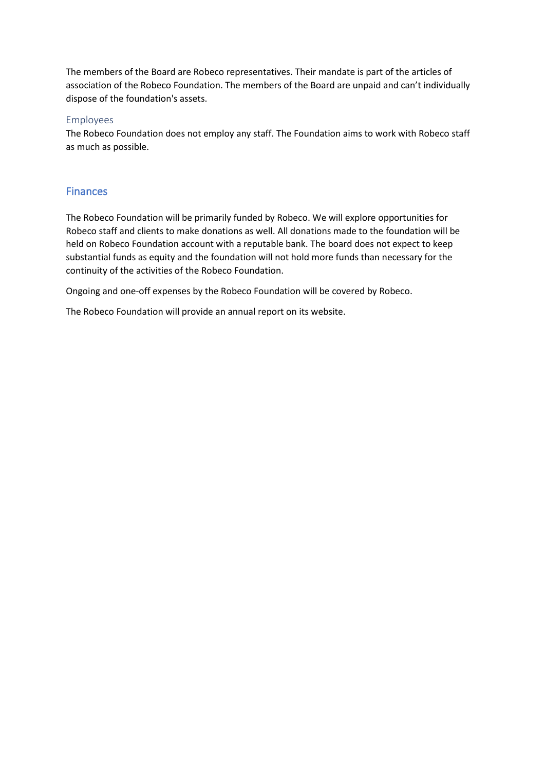The members of the Board are Robeco representatives. Their mandate is part of the articles of association of the Robeco Foundation. The members of the Board are unpaid and can't individually dispose of the foundation's assets.

### Employees

The Robeco Foundation does not employ any staff. The Foundation aims to work with Robeco staff as much as possible.

## Finances

The Robeco Foundation will be primarily funded by Robeco. We will explore opportunities for Robeco staff and clients to make donations as well. All donations made to the foundation will be held on Robeco Foundation account with a reputable bank. The board does not expect to keep substantial funds as equity and the foundation will not hold more funds than necessary for the continuity of the activities of the Robeco Foundation.

Ongoing and one-off expenses by the Robeco Foundation will be covered by Robeco.

The Robeco Foundation will provide an annual report on its website.